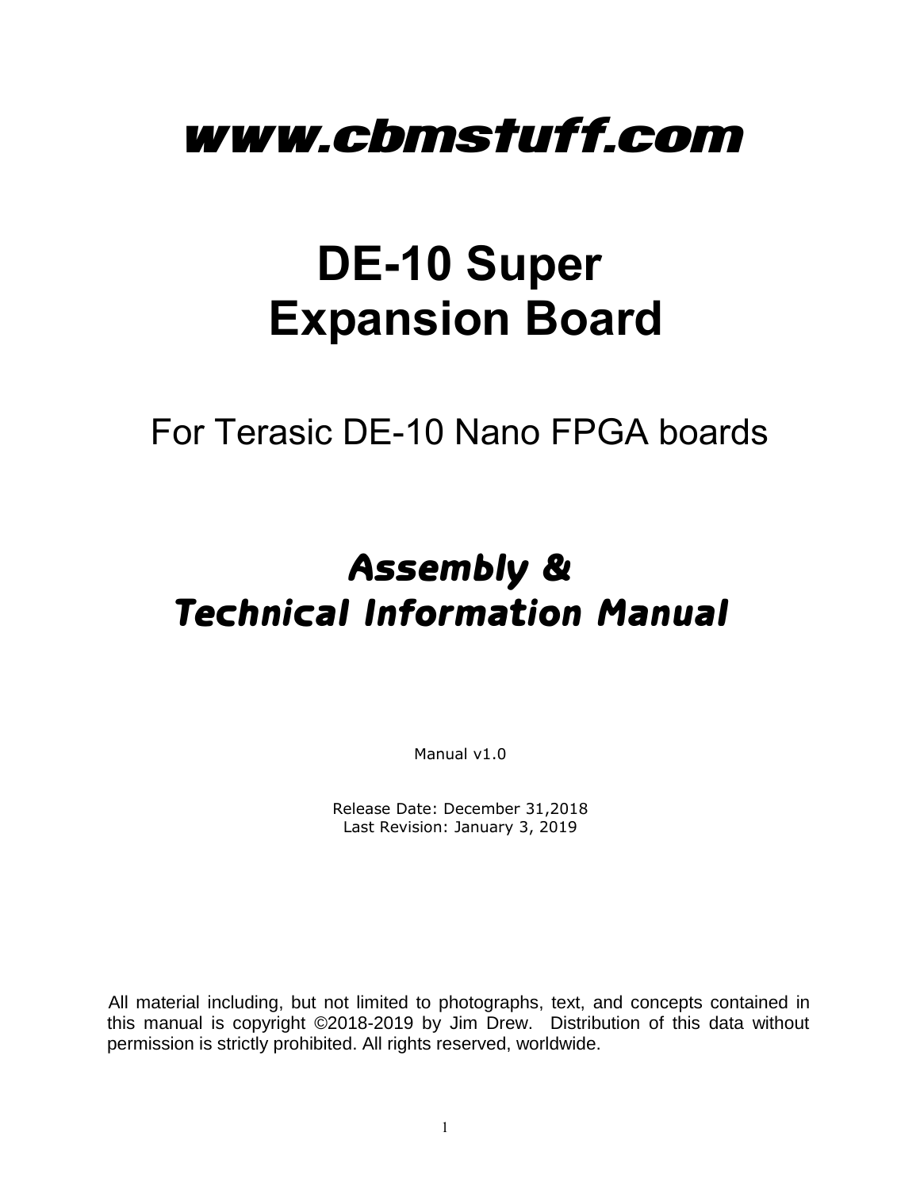# www.cbmstuff.com

# DE-10 Super Expansion Board

## For Terasic DE-10 Nano FPGA boards

## Assembly & Technical Information Manual

Manual v1.0

Release Date: December 31,2018
Last Revision: January 3, 2019

All material including, but not limited to photographs, text, and concepts contained in this manual is copyright ©2018-2019 by Jim Drew. Distribution of this data without permission is strictly prohibited. All rights reserved, worldwide.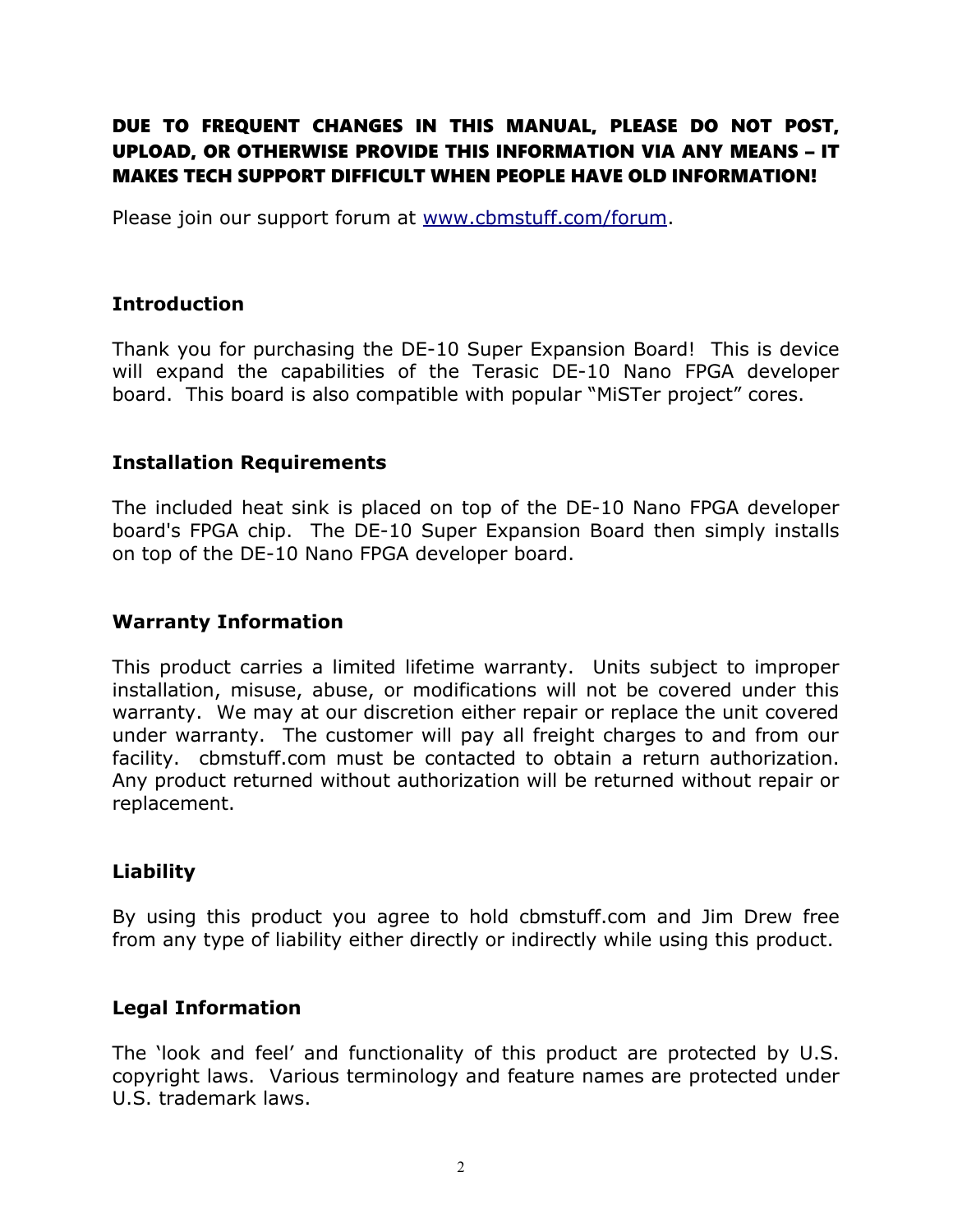**DUE TO FREQUENT CHANGES IN THIS MANUAL, PLEASE DO NOT POST, UPLOAD, OR OTHERWISE PROVIDE THIS INFORMATION VIA ANY MEANS – IT MAKES TECH SUPPORT DIFFICULT WHEN PEOPLE HAVE OLD INFORMATION!**

Please join our support forum at [www.cbmstuff.com/forum](http://www.cbmstuff.com/forum).

## Introduction

Thank you for purchasing the DE-10 Super Expansion Board! This is device will expand the capabilities of the Terasic DE-10 Nano FPGA developer board. This board is also compatible with popular "MiSTer project" cores.

## Installation Requirements

The included heat sink is placed on top of the DE-10 Nano FPGA developer board's FPGA chip. The DE-10 Super Expansion Board then simply installs on top of the DE-10 Nano FPGA developer board.

## Warranty Information

This product carries a limited lifetime warranty. Units subject to improper installation, misuse, abuse, or modifications will not be covered under this warranty. We may at our discretion either repair or replace the unit covered under warranty. The customer will pay all freight charges to and from our facility. cbmstuff.com must be contacted to obtain a return authorization. Any product returned without authorization will be returned without repair or replacement.

## Liability

By using this product you agree to hold cbmstuff.com and Jim Drew free from any type of liability either directly or indirectly while using this product.

## Legal Information

The 'look and feel' and functionality of this product are protected by U.S. copyright laws. Various terminology and feature names are protected under U.S. trademark laws.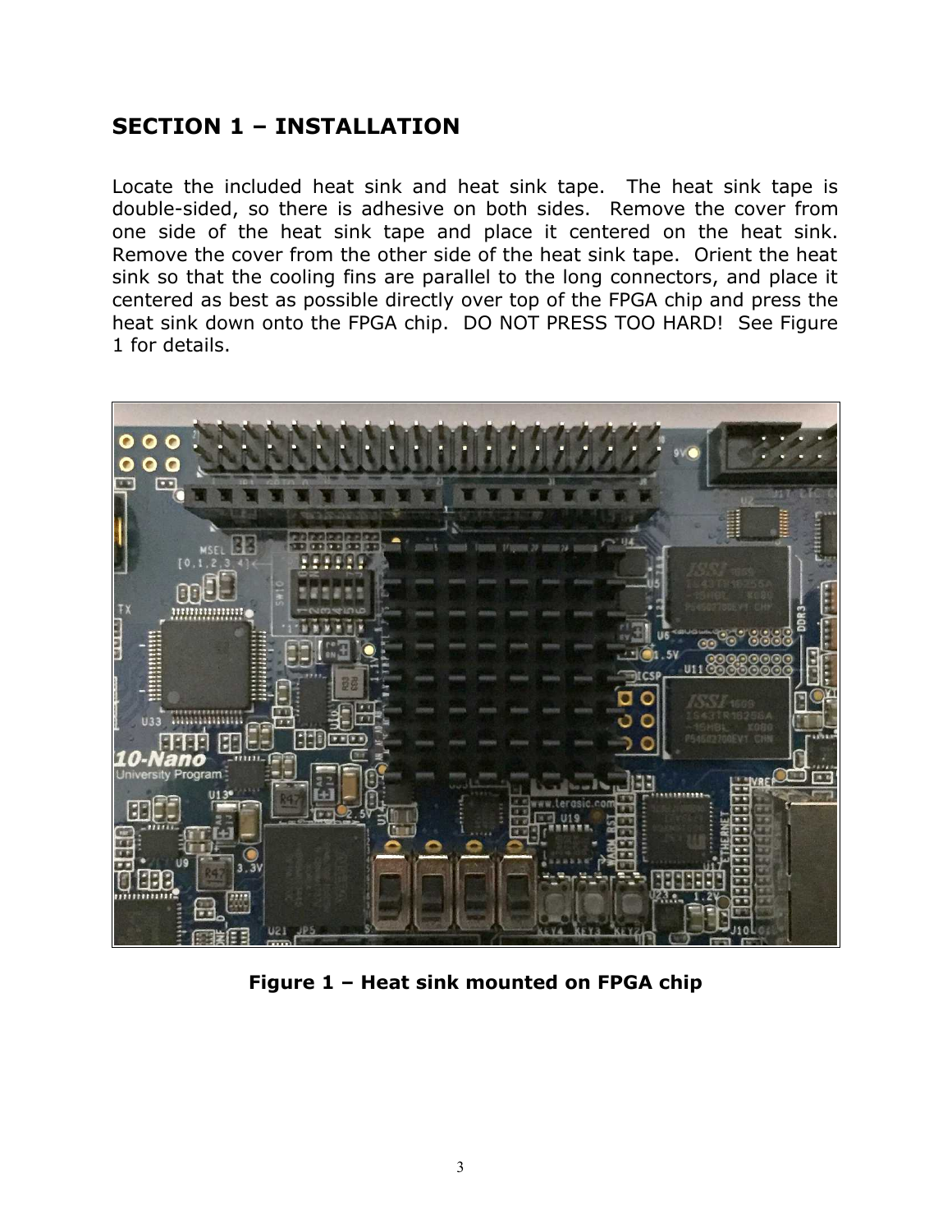## SECTION 1 – INSTALLATION

Locate the included heat sink and heat sink tape. The heat sink tape is double-sided, so there is adhesive on both sides. Remove the cover from one side of the heat sink tape and place it centered on the heat sink. Remove the cover from the other side of the heat sink tape. Orient the heat sink so that the cooling fins are parallel to the long connectors, and place it centered as best as possible directly over top of the FPGA chip and press the heat sink down onto the FPGA chip. DO NOT PRESS TOO HARD! See Figure 1 for details.

**Figure 1 – Heat sink mounted on FPGA chip**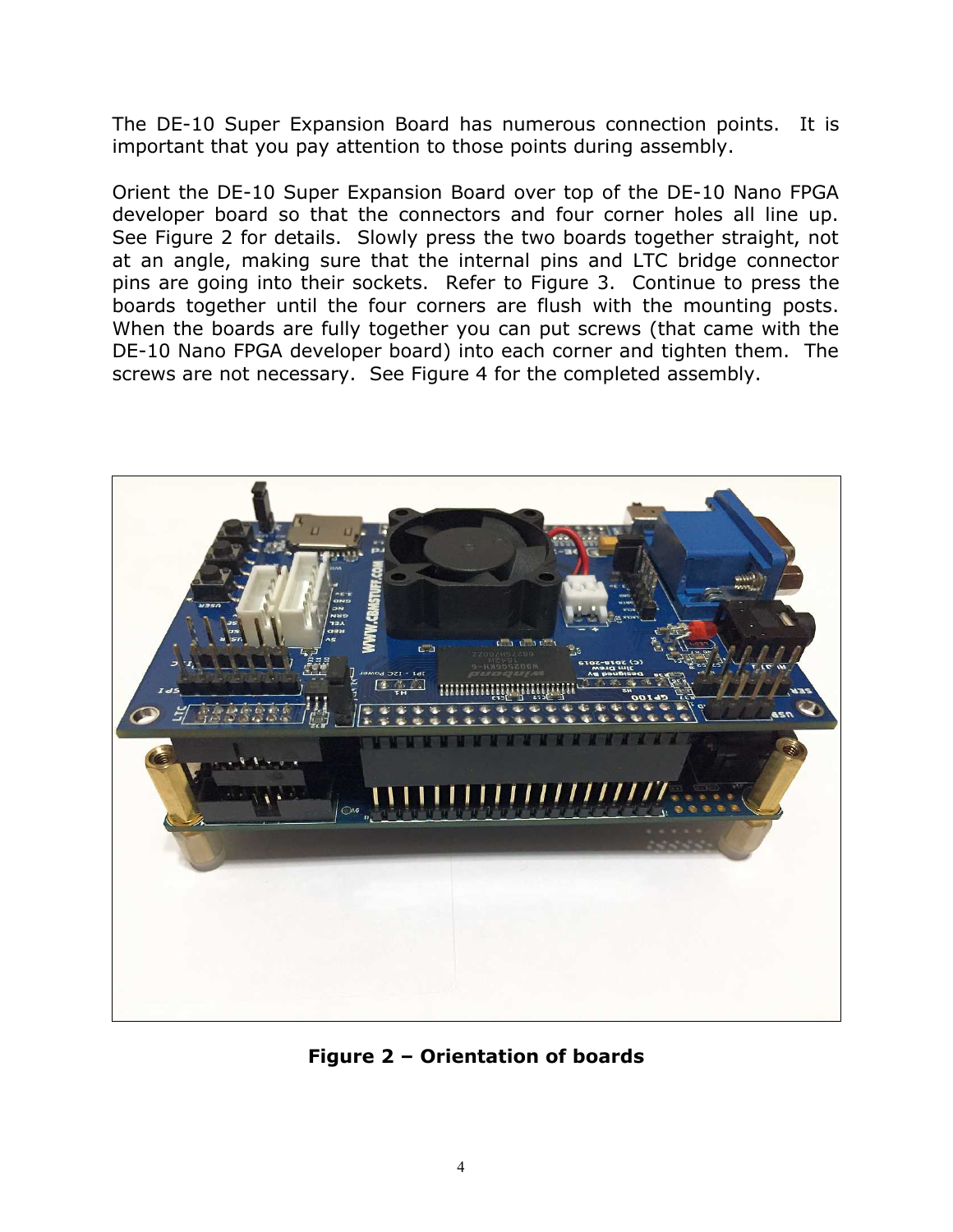The DE-10 Super Expansion Board has numerous connection points. It is important that you pay attention to those points during assembly.

Orient the DE-10 Super Expansion Board over top of the DE-10 Nano FPGA developer board so that the connectors and four corner holes all line up. See Figure 2 for details. Slowly press the two boards together straight, not at an angle, making sure that the internal pins and LTC bridge connector pins are going into their sockets. Refer to Figure 3. Continue to press the boards together until the four corners are flush with the mounting posts. When the boards are fully together you can put screws (that came with the DE-10 Nano FPGA developer board) into each corner and tighten them. The screws are not necessary. See Figure 4 for the completed assembly.

**Figure 2 – Orientation of boards**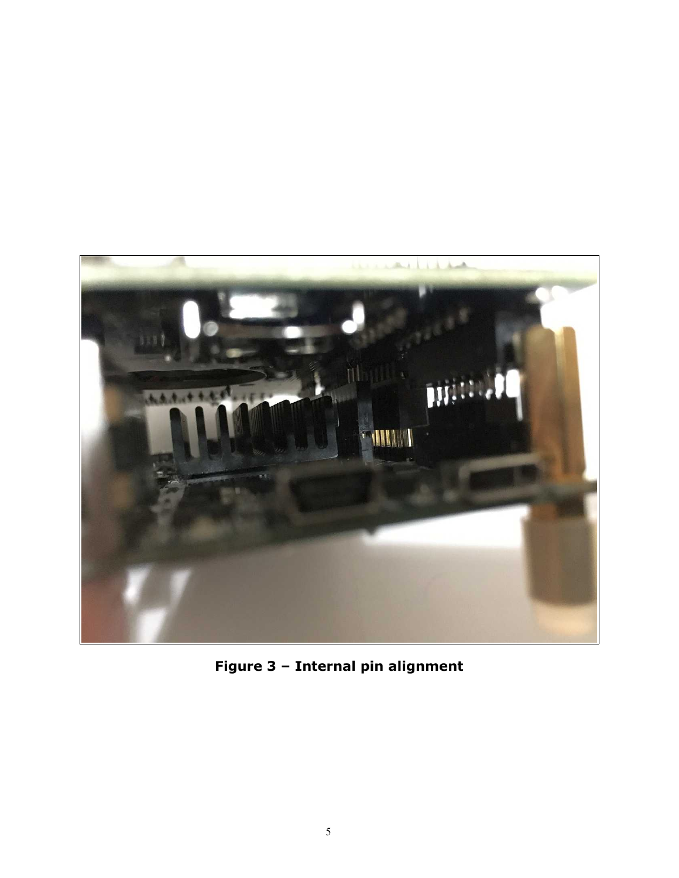**Figure 3 – Internal pin alignment**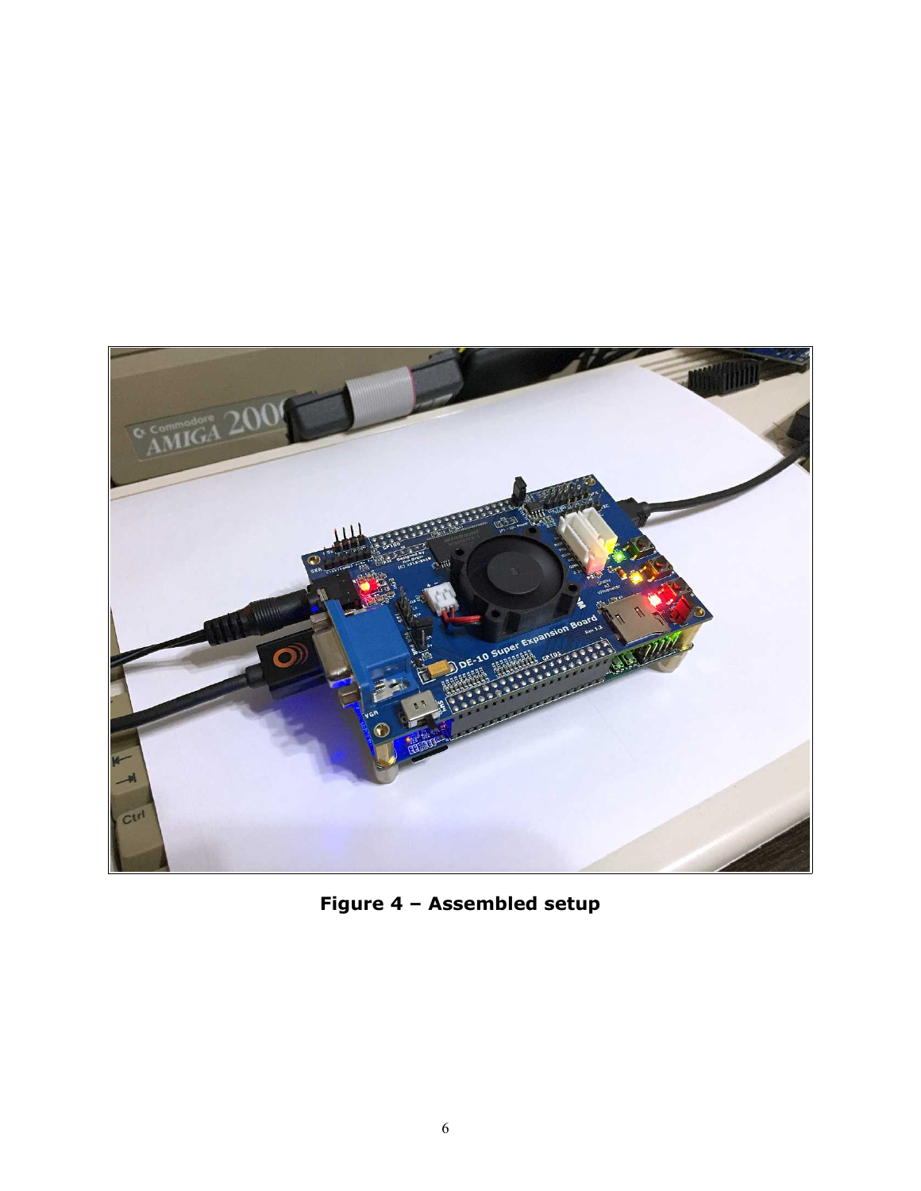**Figure 4 – Assembled setup**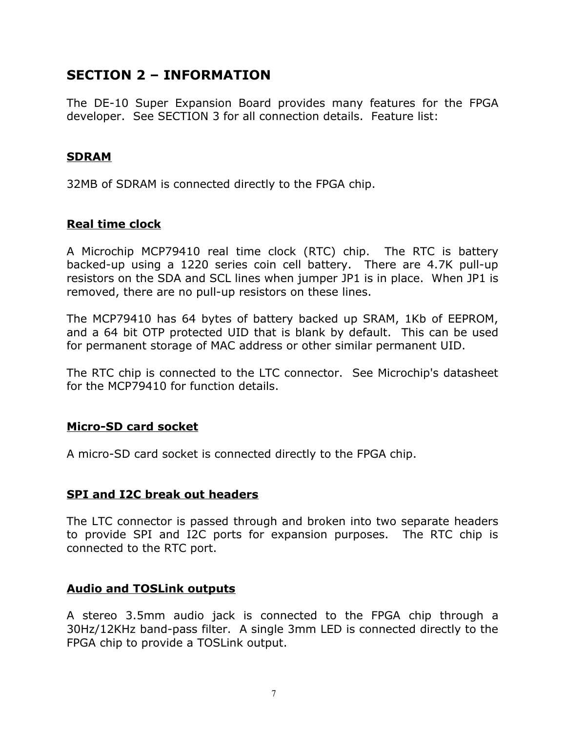# SECTION 2 – INFORMATION

The DE-10 Super Expansion Board provides many features for the FPGA developer. See SECTION 3 for all connection details. Feature list:

## SDRAM

32MB of SDRAM is connected directly to the FPGA chip.

## Real time clock

A Microchip MCP79410 real time clock (RTC) chip. The RTC is battery backed-up using a 1220 series coin cell battery. There are 4.7K pull-up resistors on the SDA and SCL lines when jumper JP1 is in place. When JP1 is removed, there are no pull-up resistors on these lines.

The MCP79410 has 64 bytes of battery backed up SRAM, 1Kb of EEPROM, and a 64 bit OTP protected UID that is blank by default. This can be used for permanent storage of MAC address or other similar permanent UID.

The RTC chip is connected to the LTC connector. See Microchip's datasheet for the MCP79410 for function details.

## Micro-SD card socket

A micro-SD card socket is connected directly to the FPGA chip.

## SPI and I2C break out headers

The LTC connector is passed through and broken into two separate headers to provide SPI and I2C ports for expansion purposes. The RTC chip is connected to the RTC port.

## Audio and TOSLink outputs

A stereo 3.5mm audio jack is connected to the FPGA chip through a 30Hz/12KHz band-pass filter. A single 3mm LED is connected directly to the FPGA chip to provide a TOSLink output.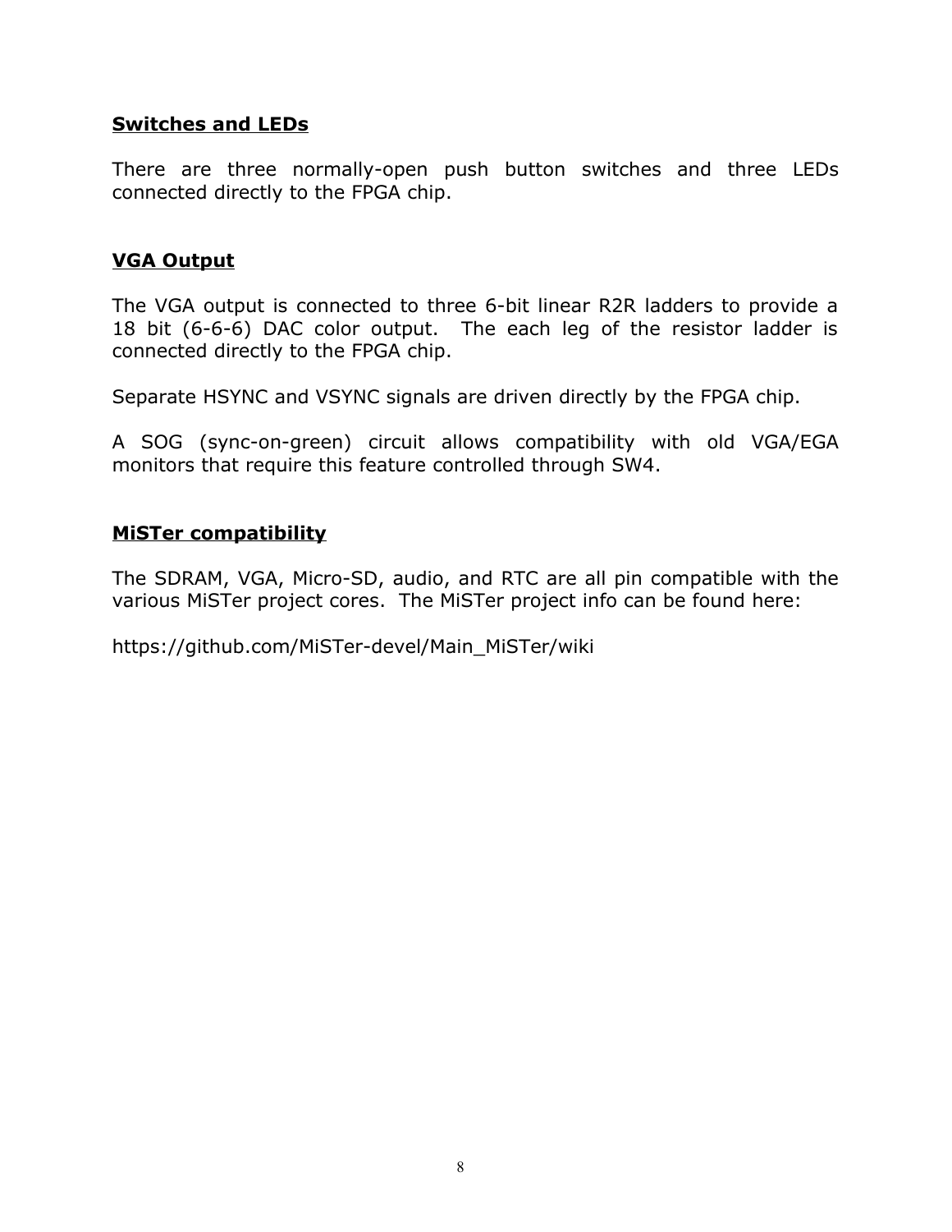## Switches and LEDs

There are three normally-open push button switches and three LEDs connected directly to the FPGA chip.

## VGA Output

The VGA output is connected to three 6-bit linear R2R ladders to provide a 18 bit (6-6-6) DAC color output. The each leg of the resistor ladder is connected directly to the FPGA chip.

Separate HSYNC and VSYNC signals are driven directly by the FPGA chip.

A SOG (sync-on-green) circuit allows compatibility with old VGA/EGA monitors that require this feature controlled through SW4.

## MiSTer compatibility

The SDRAM, VGA, Micro-SD, audio, and RTC are all pin compatible with the various MiSTer project cores. The MiSTer project info can be found here:

https://github.com/MiSTer-devel/Main_MiSTer/wiki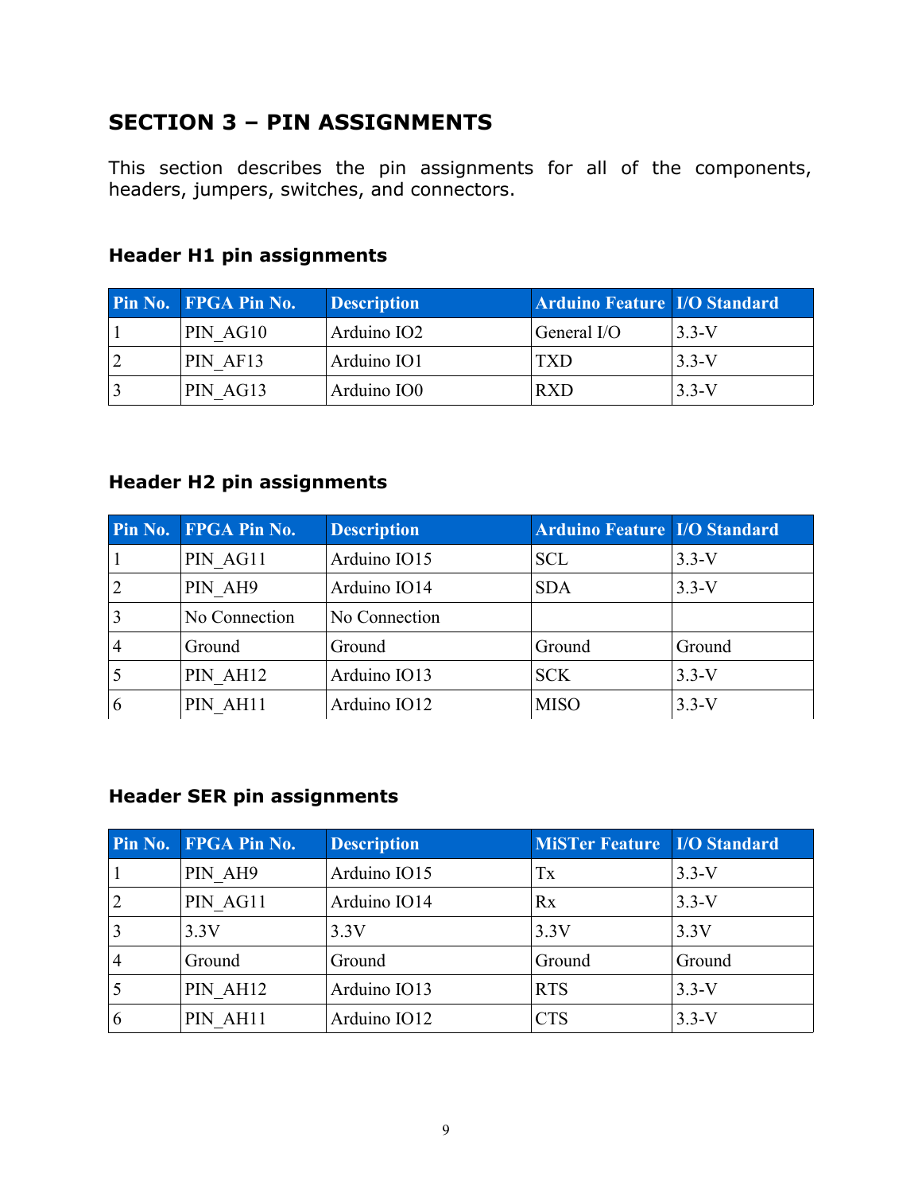## SECTION 3 – PIN ASSIGNMENTS

This section describes the pin assignments for all of the components, headers, jumpers, switches, and connectors.

### Header H1 pin assignments

| Pin No. | FPGA Pin No. | Description | Arduino Feature | I/O Standard |
| --- | --- | --- | --- | --- |
| 1 | PIN_AG10 | Arduino IO2 | General I/O | 3.3-V |
| 2 | PIN_AF13 | Arduino IO1 | TXD | 3.3-V |
| 3 | PIN_AG13 | Arduino IO0 | RXD | 3.3-V |

### Header H2 pin assignments

| Pin No. | FPGA Pin No. | Description | Arduino Feature | I/O Standard |
| --- | --- | --- | --- | --- |
| 1 | PIN_AG11 | Arduino IO15 | SCL | 3.3-V |
| 2 | PIN_AH9 | Arduino IO14 | SDA | 3.3-V |
| 3 | No Connection | No Connection | | |
| 4 | Ground | Ground | Ground | Ground |
| 5 | PIN_AH12 | Arduino IO13 | SCK | 3.3-V |
| 6 | PIN_AH11 | Arduino IO12 | MISO | 3.3-V |

### Header SER pin assignments

| Pin No. | FPGA Pin No. | Description | MiSTer Feature | I/O Standard |
| --- | --- | --- | --- | --- |
| 1 | PIN_AH9 | Arduino IO15 | Tx | 3.3-V |
| 2 | PIN_AG11 | Arduino IO14 | Rx | 3.3-V |
| 3 | 3.3V | 3.3V | 3.3V | 3.3V |
| 4 | Ground | Ground | Ground | Ground |
| 5 | PIN_AH12 | Arduino IO13 | RTS | 3.3-V |
| 6 | PIN_AH11 | Arduino IO12 | CTS | 3.3-V |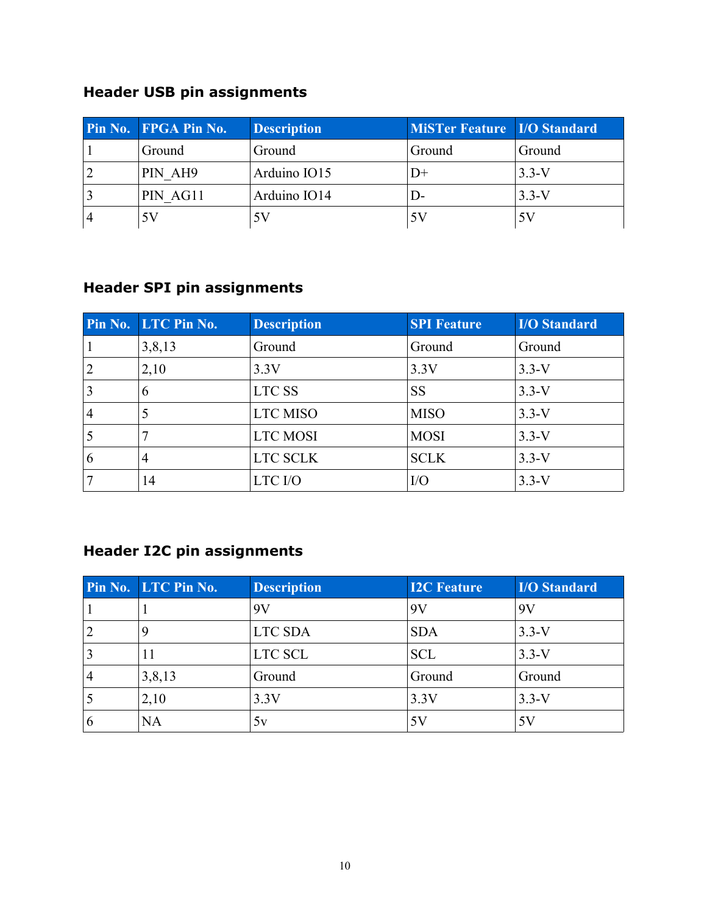### Header USB pin assignments

| Pin No. | FPGA Pin No. | Description | MiSTer Feature | I/O Standard |
|---|---|---|---|---|
| 1 | Ground | Ground | Ground | Ground |
| 2 | PIN_AH9 | Arduino IO15 | D+ | 3.3-V |
| 3 | PIN_AG11 | Arduino IO14 | D- | 3.3-V |
| 4 | 5V | 5V | 5V | 5V |

### Header SPI pin assignments

| Pin No. | LTC Pin No. | Description | SPI Feature | I/O Standard |
|---|---|---|---|---|
| 1 | 3,8,13 | Ground | Ground | Ground |
| 2 | 2,10 | 3.3V | 3.3V | 3.3-V |
| 3 | 6 | LTC SS | SS | 3.3-V |
| 4 | 5 | LTC MISO | MISO | 3.3-V |
| 5 | 7 | LTC MOSI | MOSI | 3.3-V |
| 6 | 4 | LTC SCLK | SCLK | 3.3-V |
| 7 | 14 | LTC I/O | I/O | 3.3-V |

### Header I2C pin assignments

| Pin No. | LTC Pin No. | Description | I2C Feature | I/O Standard |
|---|---|---|---|---|
| 1 | 1 | 9V | 9V | 9V |
| 2 | 9 | LTC SDA | SDA | 3.3-V |
| 3 | 11 | LTC SCL | SCL | 3.3-V |
| 4 | 3,8,13 | Ground | Ground | Ground |
| 5 | 2,10 | 3.3V | 3.3V | 3.3-V |
| 6 | NA | 5v | 5V | 5V |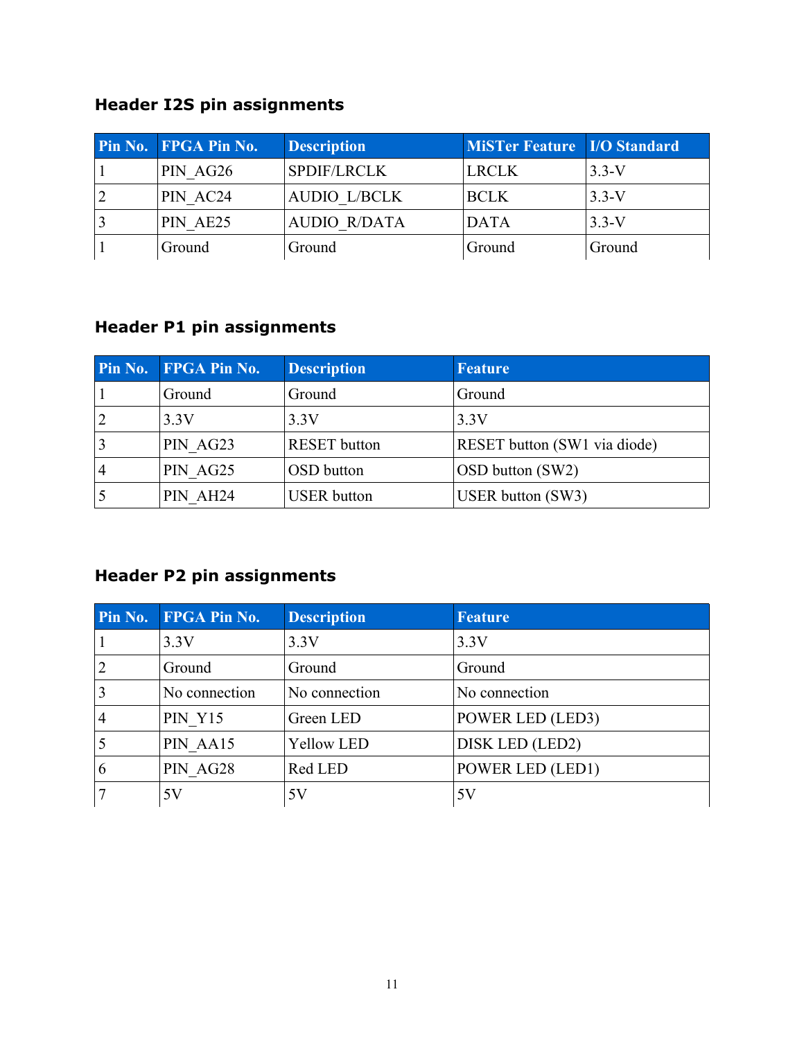### Header I2S pin assignments

| Pin No. | FPGA Pin No. | Description | MiSTer Feature | I/O Standard |
| --- | --- | --- | --- | --- |
| 1 | PIN_AG26 | SPDIF/LRCLK | LRCLK | 3.3-V |
| 2 | PIN_AC24 | AUDIO_L/BCLK | BCLK | 3.3-V |
| 3 | PIN_AE25 | AUDIO_R/DATA | DATA | 3.3-V |
| 1 | Ground | Ground | Ground | Ground |

### Header P1 pin assignments

| Pin No. | FPGA Pin No. | Description | Feature |
| --- | --- | --- | --- |
| 1 | Ground | Ground | Ground |
| 2 | 3.3V | 3.3V | 3.3V |
| 3 | PIN_AG23 | RESET button | RESET button (SW1 via diode) |
| 4 | PIN_AG25 | OSD button | OSD button (SW2) |
| 5 | PIN_AH24 | USER button | USER button (SW3) |

### Header P2 pin assignments

| Pin No. | FPGA Pin No. | Description | Feature |
| --- | --- | --- | --- |
| 1 | 3.3V | 3.3V | 3.3V |
| 2 | Ground | Ground | Ground |
| 3 | No connection | No connection | No connection |
| 4 | PIN_Y15 | Green LED | POWER LED (LED3) |
| 5 | PIN_AA15 | Yellow LED | DISK LED (LED2) |
| 6 | PIN_AG28 | Red LED | POWER LED (LED1) |
| 7 | 5V | 5V | 5V |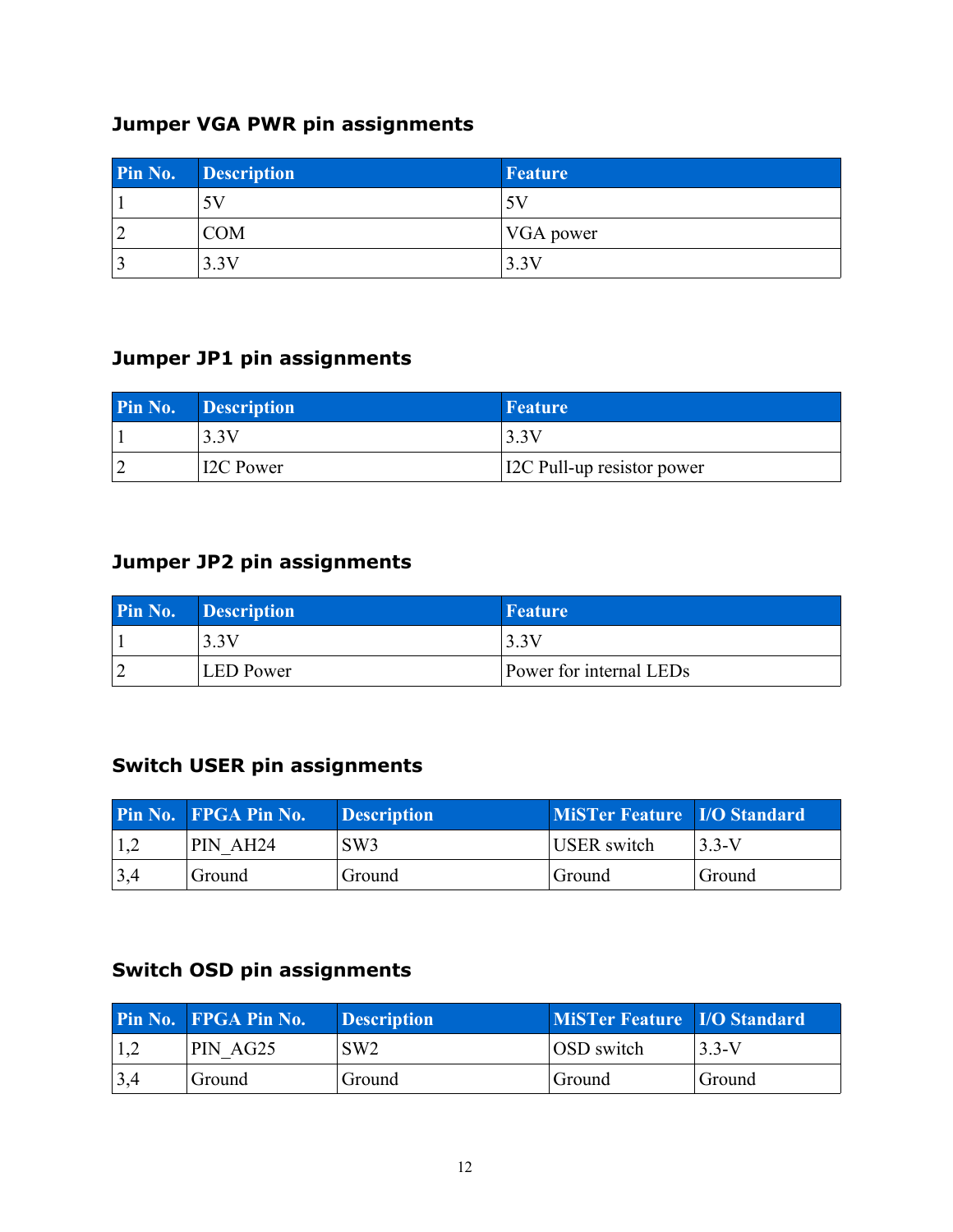### Jumper VGA PWR pin assignments

| Pin No. | Description | Feature |
|---|---|---|
| 1 | 5V | 5V |
| 2 | COM | VGA power |
| 3 | 3.3V | 3.3V |

### Jumper JP1 pin assignments

| Pin No. | Description | Feature |
|---|---|---|
| 1 | 3.3V | 3.3V |
| 2 | I2C Power | I2C Pull-up resistor power |

### Jumper JP2 pin assignments

| Pin No. | Description | Feature |
|---|---|---|
| 1 | 3.3V | 3.3V |
| 2 | LED Power | Power for internal LEDs |

### Switch USER pin assignments

| Pin No. | FPGA Pin No. | Description | MiSTer Feature | I/O Standard |
|---|---|---|---|---|
| 1,2 | PIN_AH24 | SW3 | USER switch | 3.3-V |
| 3,4 | Ground | Ground | Ground | Ground |

### Switch OSD pin assignments

| Pin No. | FPGA Pin No. | Description | MiSTer Feature | I/O Standard |
|---|---|---|---|---|
| 1,2 | PIN_AG25 | SW2 | OSD switch | 3.3-V |
| 3,4 | Ground | Ground | Ground | Ground |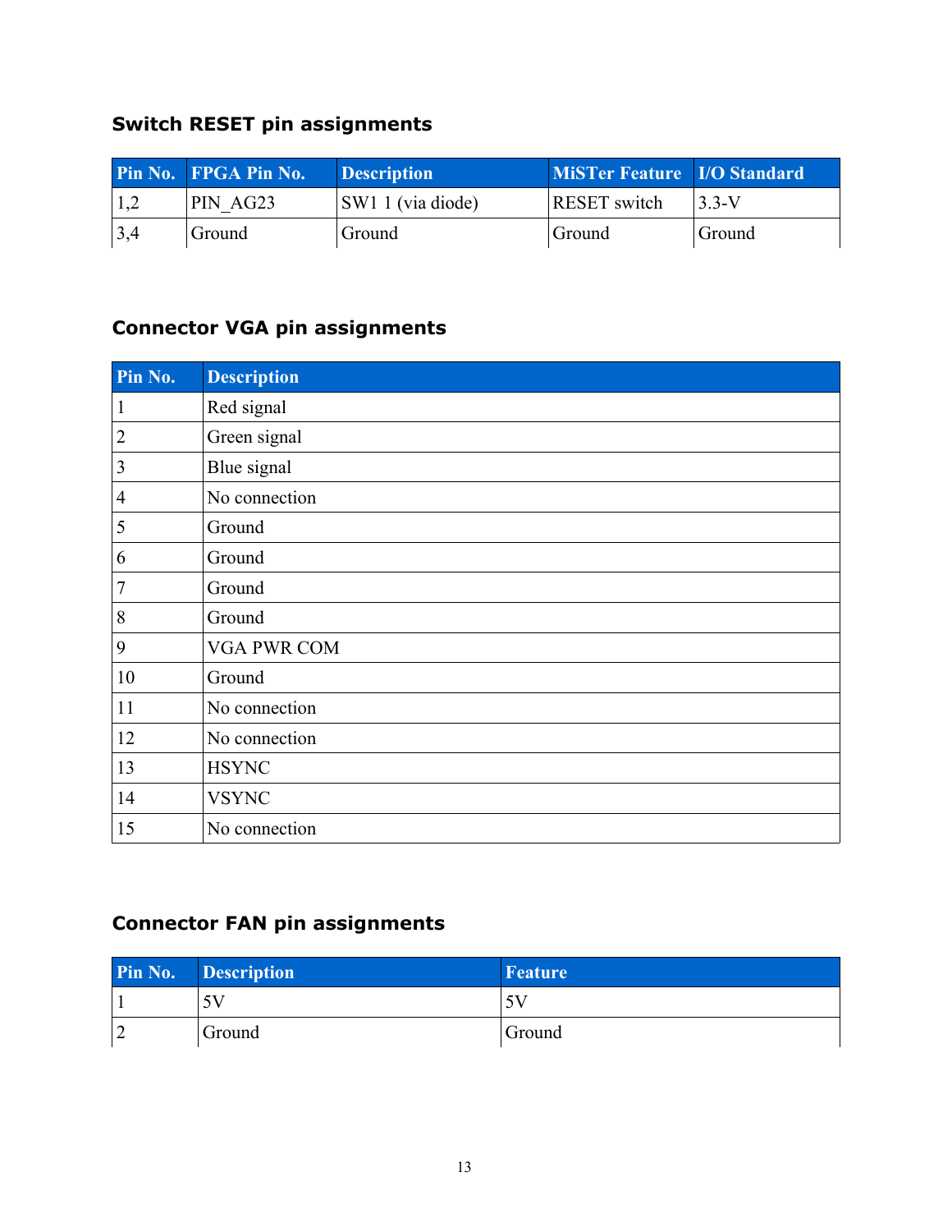### Switch RESET pin assignments

| Pin No. | FPGA Pin No. | Description | MiSTer Feature | I/O Standard |
|---|---|---|---|---|
| 1,2 | PIN_AG23 | SW1 1 (via diode) | RESET switch | 3.3-V |
| 3,4 | Ground | Ground | Ground | Ground |

### Connector VGA pin assignments

| Pin No. | Description |
|---|---|
| 1 | Red signal |
| 2 | Green signal |
| 3 | Blue signal |
| 4 | No connection |
| 5 | Ground |
| 6 | Ground |
| 7 | Ground |
| 8 | Ground |
| 9 | VGA PWR COM |
| 10 | Ground |
| 11 | No connection |
| 12 | No connection |
| 13 | HSYNC |
| 14 | VSYNC |
| 15 | No connection |

### Connector FAN pin assignments

| Pin No. | Description | Feature |
|---|---|---|
| 1 | 5V | 5V |
| 2 | Ground | Ground |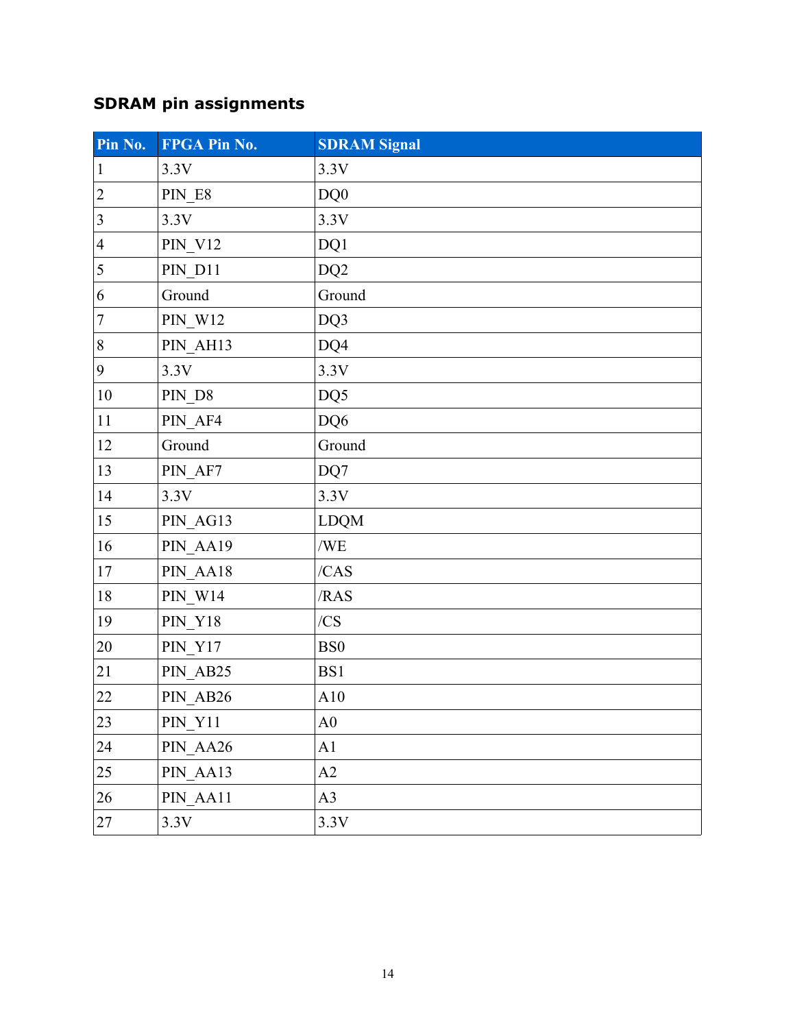### SDRAM pin assignments

| Pin No. | FPGA Pin No. | SDRAM Signal |
|---|---|---|
| 1 | 3.3V | 3.3V |
| 2 | PIN_E8 | DQ0 |
| 3 | 3.3V | 3.3V |
| 4 | PIN_V12 | DQ1 |
| 5 | PIN_D11 | DQ2 |
| 6 | Ground | Ground |
| 7 | PIN_W12 | DQ3 |
| 8 | PIN_AH13 | DQ4 |
| 9 | 3.3V | 3.3V |
| 10 | PIN_D8 | DQ5 |
| 11 | PIN_AF4 | DQ6 |
| 12 | Ground | Ground |
| 13 | PIN_AF7 | DQ7 |
| 14 | 3.3V | 3.3V |
| 15 | PIN_AG13 | LDQM |
| 16 | PIN_AA19 | /WE |
| 17 | PIN_AA18 | /CAS |
| 18 | PIN_W14 | /RAS |
| 19 | PIN_Y18 | /CS |
| 20 | PIN_Y17 | BS0 |
| 21 | PIN_AB25 | BS1 |
| 22 | PIN_AB26 | A10 |
| 23 | PIN_Y11 | A0 |
| 24 | PIN_AA26 | A1 |
| 25 | PIN_AA13 | A2 |
| 26 | PIN_AA11 | A3 |
| 27 | 3.3V | 3.3V |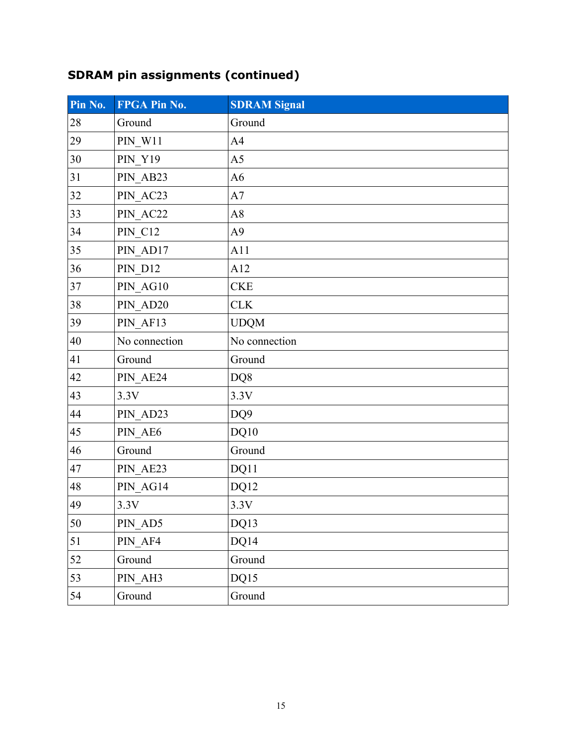## SDRAM pin assignments (continued)

| Pin No. | FPGA Pin No. | SDRAM Signal |
| --- | --- | --- |
| 28 | Ground | Ground |
| 29 | PIN_W11 | A4 |
| 30 | PIN_Y19 | A5 |
| 31 | PIN_AB23 | A6 |
| 32 | PIN_AC23 | A7 |
| 33 | PIN_AC22 | A8 |
| 34 | PIN_C12 | A9 |
| 35 | PIN_AD17 | A11 |
| 36 | PIN_D12 | A12 |
| 37 | PIN_AG10 | CKE |
| 38 | PIN_AD20 | CLK |
| 39 | PIN_AF13 | UDQM |
| 40 | No connection | No connection |
| 41 | Ground | Ground |
| 42 | PIN_AE24 | DQ8 |
| 43 | 3.3V | 3.3V |
| 44 | PIN_AD23 | DQ9 |
| 45 | PIN_AE6 | DQ10 |
| 46 | Ground | Ground |
| 47 | PIN_AE23 | DQ11 |
| 48 | PIN_AG14 | DQ12 |
| 49 | 3.3V | 3.3V |
| 50 | PIN_AD5 | DQ13 |
| 51 | PIN_AF4 | DQ14 |
| 52 | Ground | Ground |
| 53 | PIN_AH3 | DQ15 |
| 54 | Ground | Ground |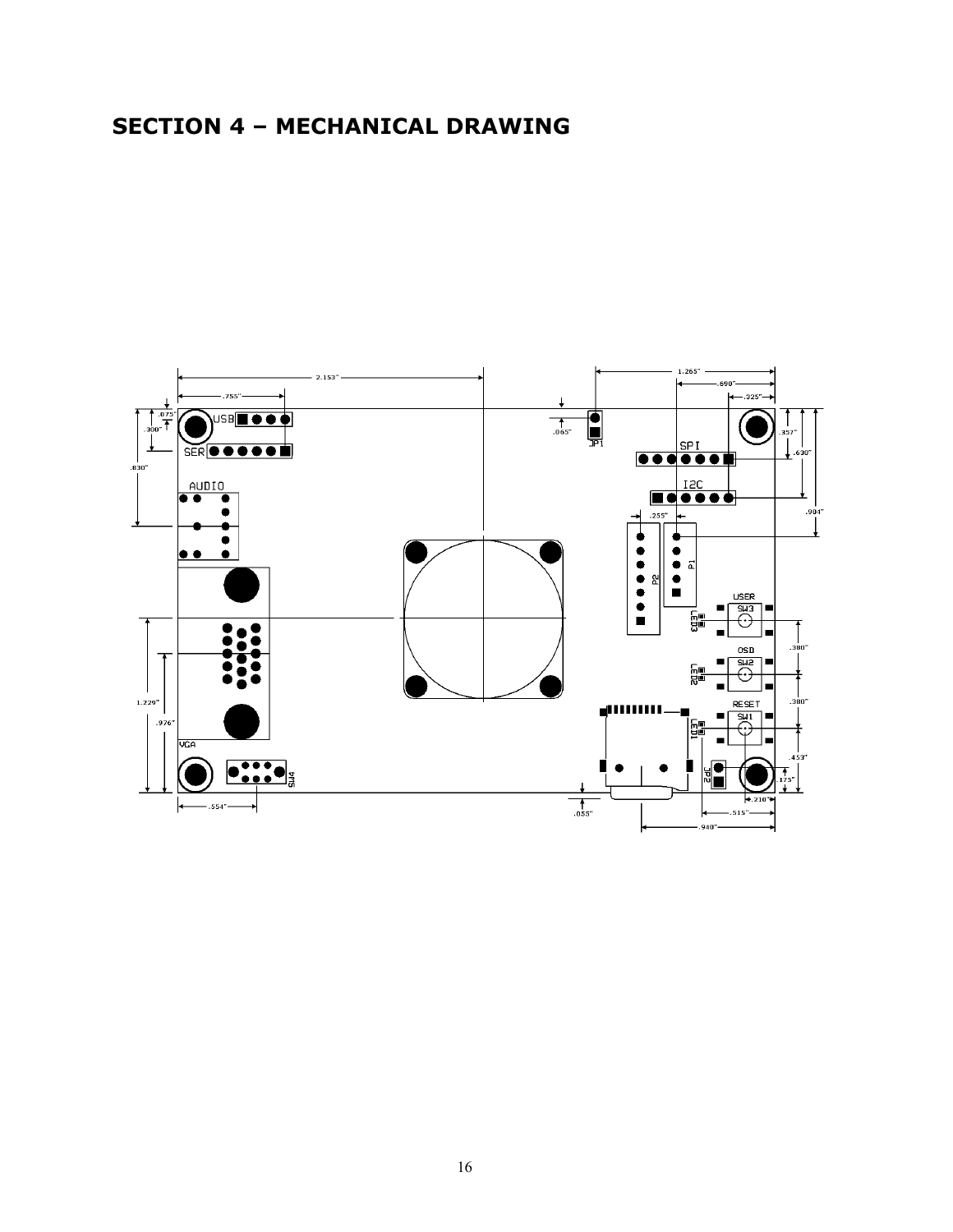## SECTION 4 – MECHANICAL DRAWING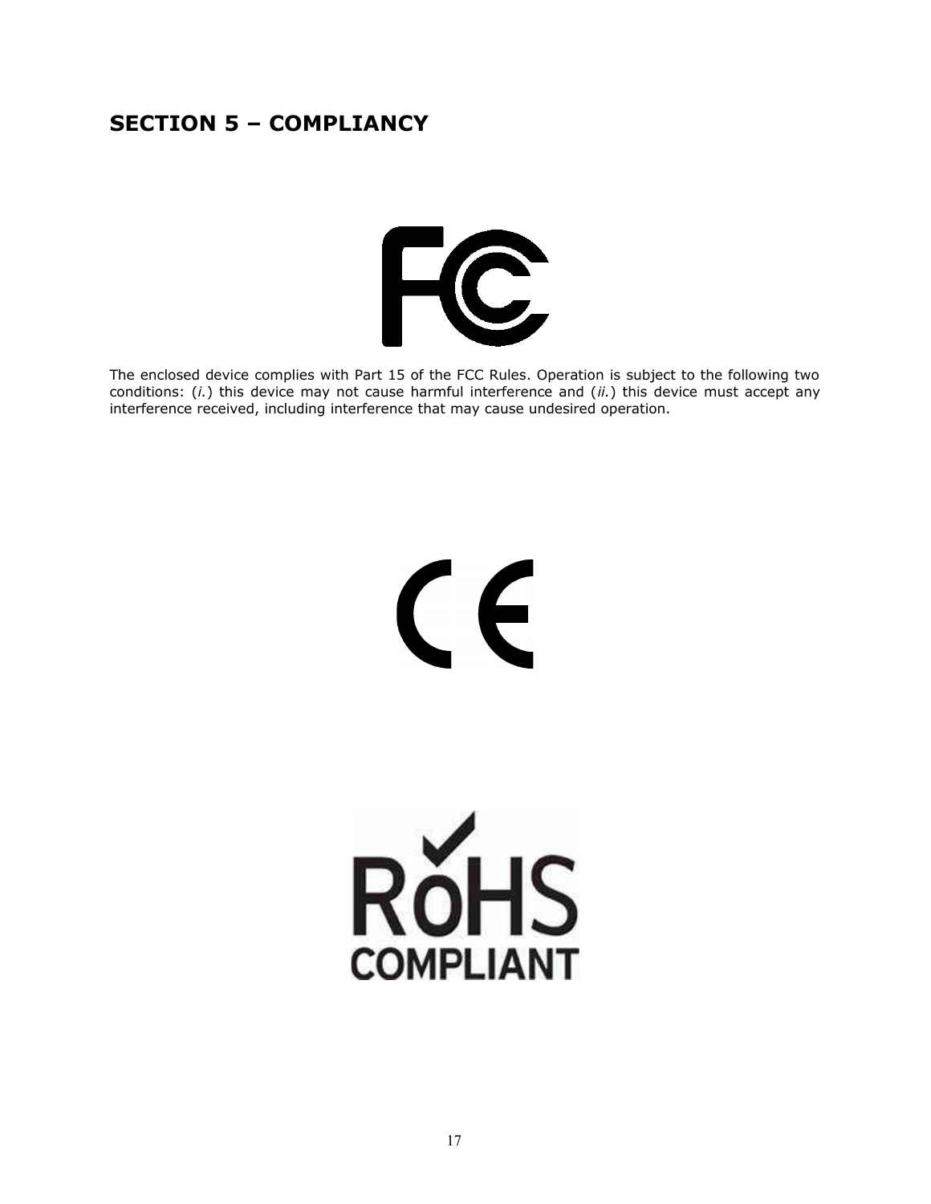## SECTION 5 – COMPLIANCY

The enclosed device complies with Part 15 of the FCC Rules. Operation is subject to the following two conditions: (*i.*) this device may not cause harmful interference and (*ii.*) this device must accept any interference received, including interference that may cause undesired operation.